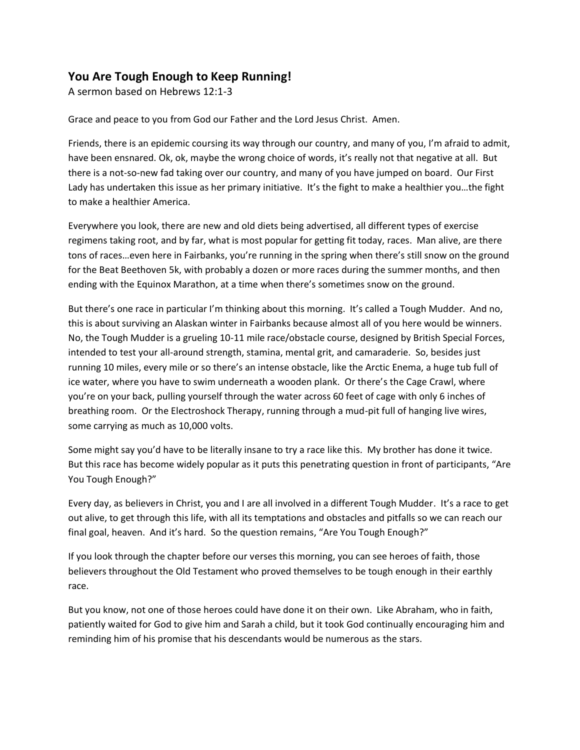## You Are Tough Enough to Keep Running!

A sermon based on Hebrews 12:1-3

Grace and peace to you from God our Father and the Lord Jesus Christ. Amen.

Friends, there is an epidemic coursing its way through our country, and many of you, I'm afraid to admit, have been ensnared. Ok, ok, maybe the wrong choice of words, it's really not that negative at all. But there is a not-so-new fad taking over our country, and many of you have jumped on board. Our First Lady has undertaken this issue as her primary initiative. It's the fight to make a healthier you…the fight to make a healthier America.

Everywhere you look, there are new and old diets being advertised, all different types of exercise regimens taking root, and by far, what is most popular for getting fit today, races. Man alive, are there tons of races…even here in Fairbanks, you're running in the spring when there's still snow on the ground for the Beat Beethoven 5k, with probably a dozen or more races during the summer months, and then ending with the Equinox Marathon, at a time when there's sometimes snow on the ground.

But there's one race in particular I'm thinking about this morning. It's called a Tough Mudder. And no, this is about surviving an Alaskan winter in Fairbanks because almost all of you here would be winners. No, the Tough Mudder is a grueling 10-11 mile race/obstacle course, designed by British Special Forces, intended to test your all-around strength, stamina, mental grit, and camaraderie. So, besides just running 10 miles, every mile or so there's an intense obstacle, like the Arctic Enema, a huge tub full of ice water, where you have to swim underneath a wooden plank. Or there's the Cage Crawl, where you're on your back, pulling yourself through the water across 60 feet of cage with only 6 inches of breathing room. Or the Electroshock Therapy, running through a mud-pit full of hanging live wires, some carrying as much as 10,000 volts.

Some might say you'd have to be literally insane to try a race like this. My brother has done it twice. But this race has become widely popular as it puts this penetrating question in front of participants, "Are You Tough Enough?"

Every day, as believers in Christ, you and I are all involved in a different Tough Mudder. It's a race to get out alive, to get through this life, with all its temptations and obstacles and pitfalls so we can reach our final goal, heaven. And it's hard. So the question remains, "Are You Tough Enough?"

If you look through the chapter before our verses this morning, you can see heroes of faith, those believers throughout the Old Testament who proved themselves to be tough enough in their earthly race.

But you know, not one of those heroes could have done it on their own. Like Abraham, who in faith, patiently waited for God to give him and Sarah a child, but it took God continually encouraging him and reminding him of his promise that his descendants would be numerous as the stars.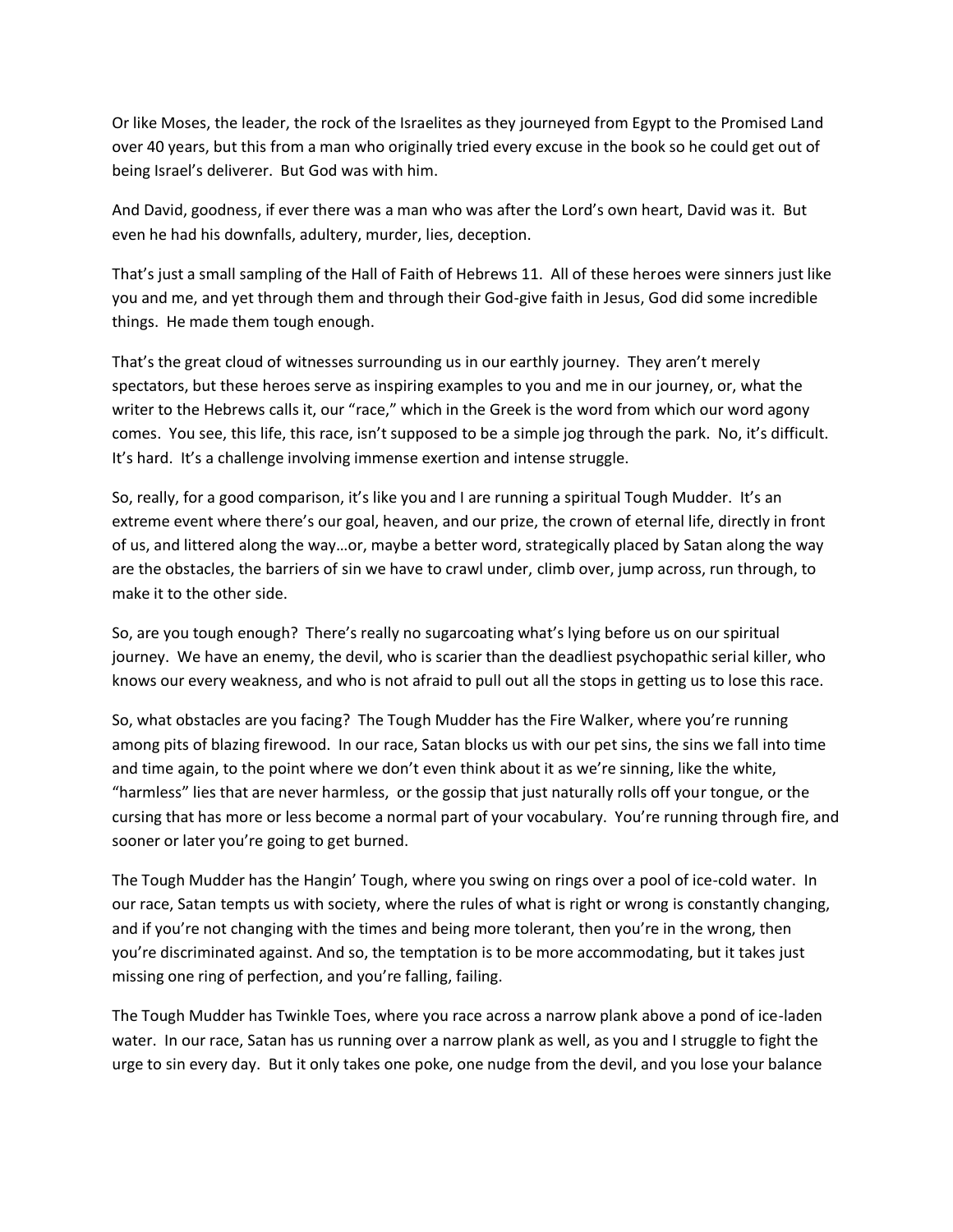Or like Moses, the leader, the rock of the Israelites as they journeyed from Egypt to the Promised Land over 40 years, but this from a man who originally tried every excuse in the book so he could get out of being Israel's deliverer. But God was with him.

And David, goodness, if ever there was a man who was after the Lord's own heart, David was it. But even he had his downfalls, adultery, murder, lies, deception.

That's just a small sampling of the Hall of Faith of Hebrews 11. All of these heroes were sinners just like you and me, and yet through them and through their God-give faith in Jesus, God did some incredible things. He made them tough enough.

That's the great cloud of witnesses surrounding us in our earthly journey. They aren't merely spectators, but these heroes serve as inspiring examples to you and me in our journey, or, what the writer to the Hebrews calls it, our "race," which in the Greek is the word from which our word agony comes. You see, this life, this race, isn't supposed to be a simple jog through the park. No, it's difficult. It's hard. It's a challenge involving immense exertion and intense struggle.

So, really, for a good comparison, it's like you and I are running a spiritual Tough Mudder. It's an extreme event where there's our goal, heaven, and our prize, the crown of eternal life, directly in front of us, and littered along the way…or, maybe a better word, strategically placed by Satan along the way are the obstacles, the barriers of sin we have to crawl under, climb over, jump across, run through, to make it to the other side.

So, are you tough enough? There's really no sugarcoating what's lying before us on our spiritual journey. We have an enemy, the devil, who is scarier than the deadliest psychopathic serial killer, who knows our every weakness, and who is not afraid to pull out all the stops in getting us to lose this race.

So, what obstacles are you facing? The Tough Mudder has the Fire Walker, where you're running among pits of blazing firewood. In our race, Satan blocks us with our pet sins, the sins we fall into time and time again, to the point where we don't even think about it as we're sinning, like the white, "harmless" lies that are never harmless, or the gossip that just naturally rolls off your tongue, or the cursing that has more or less become a normal part of your vocabulary. You're running through fire, and sooner or later you're going to get burned.

The Tough Mudder has the Hangin' Tough, where you swing on rings over a pool of ice-cold water. In our race, Satan tempts us with society, where the rules of what is right or wrong is constantly changing, and if you're not changing with the times and being more tolerant, then you're in the wrong, then you're discriminated against. And so, the temptation is to be more accommodating, but it takes just missing one ring of perfection, and you're falling, failing.

The Tough Mudder has Twinkle Toes, where you race across a narrow plank above a pond of ice-laden water. In our race, Satan has us running over a narrow plank as well, as you and I struggle to fight the urge to sin every day. But it only takes one poke, one nudge from the devil, and you lose your balance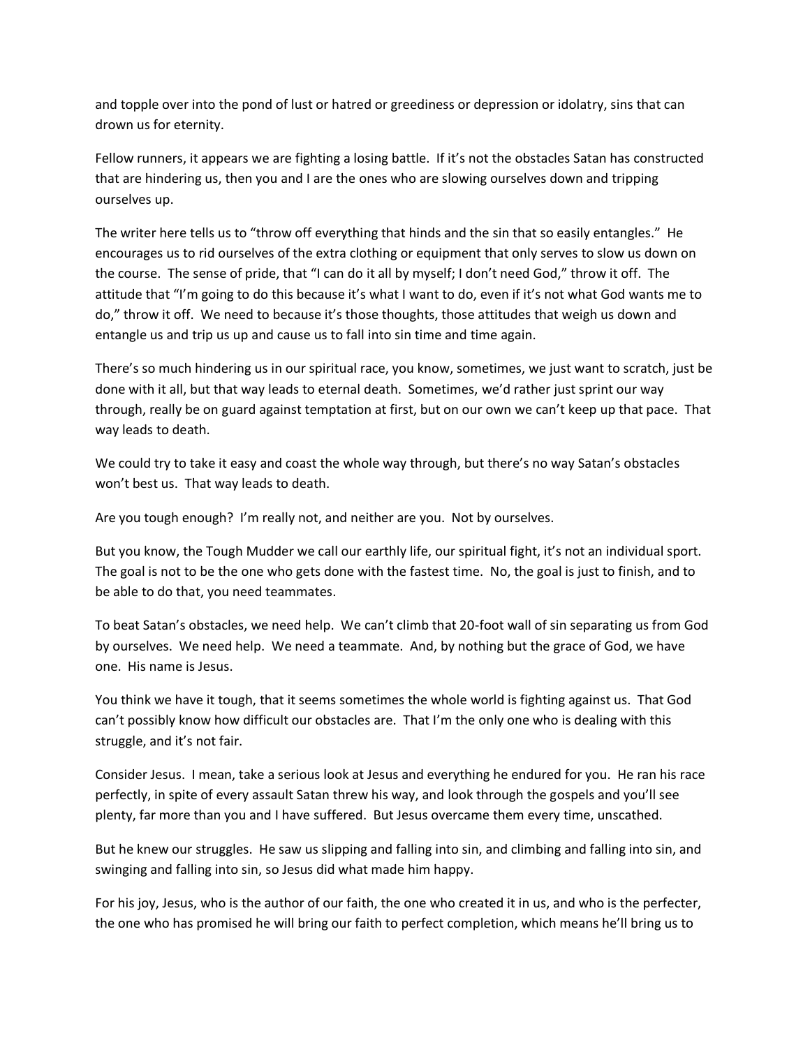and topple over into the pond of lust or hatred or greediness or depression or idolatry, sins that can drown us for eternity.

Fellow runners, it appears we are fighting a losing battle. If it's not the obstacles Satan has constructed that are hindering us, then you and I are the ones who are slowing ourselves down and tripping ourselves up.

The writer here tells us to "throw off everything that hinds and the sin that so easily entangles." He encourages us to rid ourselves of the extra clothing or equipment that only serves to slow us down on the course. The sense of pride, that "I can do it all by myself; I don't need God," throw it off. The attitude that "I'm going to do this because it's what I want to do, even if it's not what God wants me to do," throw it off. We need to because it's those thoughts, those attitudes that weigh us down and entangle us and trip us up and cause us to fall into sin time and time again.

There's so much hindering us in our spiritual race, you know, sometimes, we just want to scratch, just be done with it all, but that way leads to eternal death. Sometimes, we'd rather just sprint our way through, really be on guard against temptation at first, but on our own we can't keep up that pace. That way leads to death.

We could try to take it easy and coast the whole way through, but there's no way Satan's obstacles won't best us. That way leads to death.

Are you tough enough? I'm really not, and neither are you. Not by ourselves.

But you know, the Tough Mudder we call our earthly life, our spiritual fight, it's not an individual sport. The goal is not to be the one who gets done with the fastest time. No, the goal is just to finish, and to be able to do that, you need teammates.

To beat Satan's obstacles, we need help. We can't climb that 20-foot wall of sin separating us from God by ourselves. We need help. We need a teammate. And, by nothing but the grace of God, we have one. His name is Jesus.

You think we have it tough, that it seems sometimes the whole world is fighting against us. That God can't possibly know how difficult our obstacles are. That I'm the only one who is dealing with this struggle, and it's not fair.

Consider Jesus. I mean, take a serious look at Jesus and everything he endured for you. He ran his race perfectly, in spite of every assault Satan threw his way, and look through the gospels and you'll see plenty, far more than you and I have suffered. But Jesus overcame them every time, unscathed.

But he knew our struggles. He saw us slipping and falling into sin, and climbing and falling into sin, and swinging and falling into sin, so Jesus did what made him happy.

For his joy, Jesus, who is the author of our faith, the one who created it in us, and who is the perfecter, the one who has promised he will bring our faith to perfect completion, which means he'll bring us to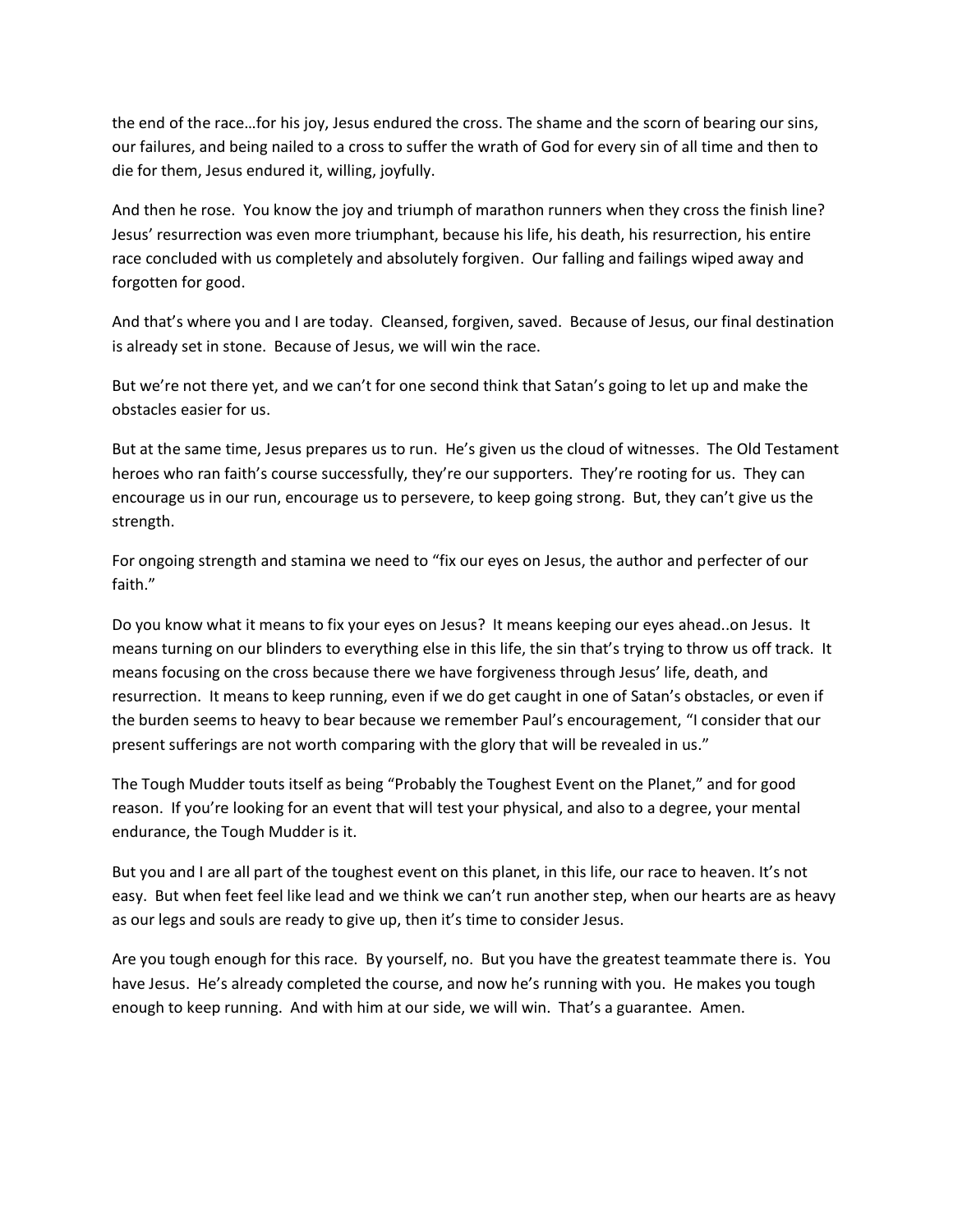the end of the race…for his joy, Jesus endured the cross. The shame and the scorn of bearing our sins, our failures, and being nailed to a cross to suffer the wrath of God for every sin of all time and then to die for them, Jesus endured it, willing, joyfully.

And then he rose. You know the joy and triumph of marathon runners when they cross the finish line? Jesus' resurrection was even more triumphant, because his life, his death, his resurrection, his entire race concluded with us completely and absolutely forgiven. Our falling and failings wiped away and forgotten for good.

And that's where you and I are today. Cleansed, forgiven, saved. Because of Jesus, our final destination is already set in stone. Because of Jesus, we will win the race.

But we're not there yet, and we can't for one second think that Satan's going to let up and make the obstacles easier for us.

But at the same time, Jesus prepares us to run. He's given us the cloud of witnesses. The Old Testament heroes who ran faith's course successfully, they're our supporters. They're rooting for us. They can encourage us in our run, encourage us to persevere, to keep going strong. But, they can't give us the strength.

For ongoing strength and stamina we need to "fix our eyes on Jesus, the author and perfecter of our faith."

Do you know what it means to fix your eyes on Jesus? It means keeping our eyes ahead..on Jesus. It means turning on our blinders to everything else in this life, the sin that's trying to throw us off track. It means focusing on the cross because there we have forgiveness through Jesus' life, death, and resurrection. It means to keep running, even if we do get caught in one of Satan's obstacles, or even if the burden seems to heavy to bear because we remember Paul's encouragement, "I consider that our present sufferings are not worth comparing with the glory that will be revealed in us."

The Tough Mudder touts itself as being "Probably the Toughest Event on the Planet," and for good reason. If you're looking for an event that will test your physical, and also to a degree, your mental endurance, the Tough Mudder is it.

But you and I are all part of the toughest event on this planet, in this life, our race to heaven. It's not easy. But when feet feel like lead and we think we can't run another step, when our hearts are as heavy as our legs and souls are ready to give up, then it's time to consider Jesus.

Are you tough enough for this race. By yourself, no. But you have the greatest teammate there is. You have Jesus. He's already completed the course, and now he's running with you. He makes you tough enough to keep running. And with him at our side, we will win. That's a guarantee. Amen.